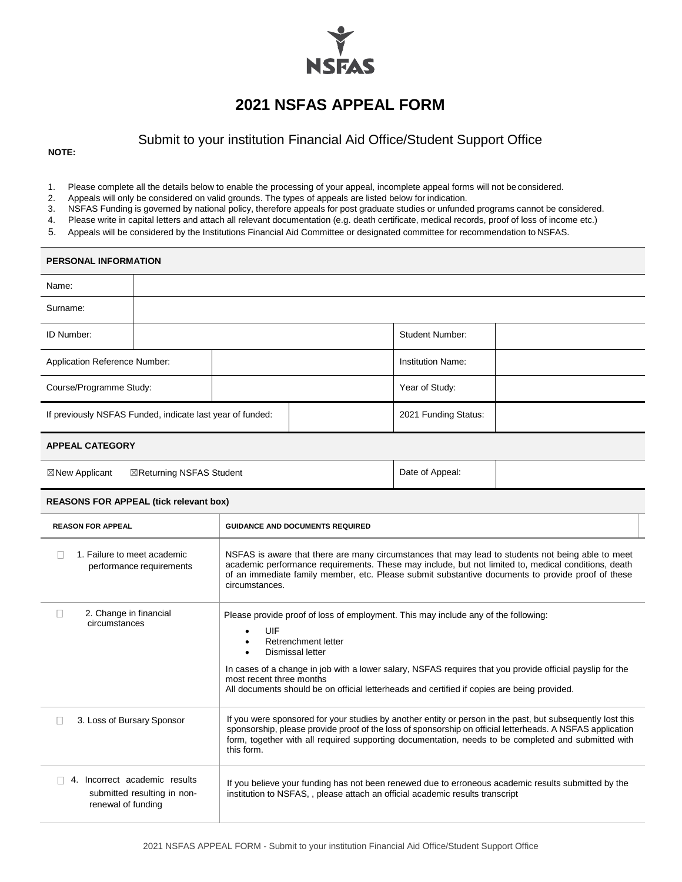# 2021 NSFAS APPEAL FORM

## Submit to your institution Financial Aid Office/Student Support Office

**NOTE:**

1. Please complete all the details below to enable the processing of your appeal, incomplete appeal forms will not be considered.
2. Appeals will only be considered on valid grounds. The types of appeals are listed below for indication.
3. NSFAS Funding is governed by national policy, therefore appeals for post graduate studies or unfunded programs cannot be considered.
4. Please write in capital letters and attach all relevant documentation (e.g. death certificate, medical records, proof of loss of income etc.)
5. Appeals will be considered by the Institutions Financial Aid Committee or designated committee for recommendation to NSFAS.

**PERSONAL INFORMATION**

| Field | Value | Field | Value |
|---|---|---|---|
| Name: | | | |
| Surname: | | | |
| ID Number: | | Student Number: | |
| Application Reference Number: | | Institution Name: | |
| Course/Programme Study: | | Year of Study: | |
| If previously NSFAS Funded, indicate last year of funded: | | 2021 Funding Status: | |

**APPEAL CATEGORY**

| Category | | Field | Value |
|---|---|---|---|
| ☒New Applicant | ☒Returning NSFAS Student | Date of Appeal: | |

**REASONS FOR APPEAL (tick relevant box)**

| REASON FOR APPEAL | GUIDANCE AND DOCUMENTS REQUIRED |
|---|---|
| ☐ 1. Failure to meet academic performance requirements | NSFAS is aware that there are many circumstances that may lead to students not being able to meet academic performance requirements. These may include, but not limited to, medical conditions, death of an immediate family member, etc. Please submit substantive documents to provide proof of these circumstances. |
| ☐ 2. Change in financial circumstances | Please provide proof of loss of employment. This may include any of the following:<br>• UIF<br>• Retrenchment letter<br>• Dismissal letter<br>In cases of a change in job with a lower salary, NSFAS requires that you provide official payslip for the most recent three months<br>All documents should be on official letterheads and certified if copies are being provided. |
| ☐ 3. Loss of Bursary Sponsor | If you were sponsored for your studies by another entity or person in the past, but subsequently lost this sponsorship, please provide proof of the loss of sponsorship on official letterheads. A NSFAS application form, together with all required supporting documentation, needs to be completed and submitted with this form. |
| ☐ 4. Incorrect academic results submitted resulting in non-renewal of funding | If you believe your funding has not been renewed due to erroneous academic results submitted by the institution to NSFAS, , please attach an official academic results transcript |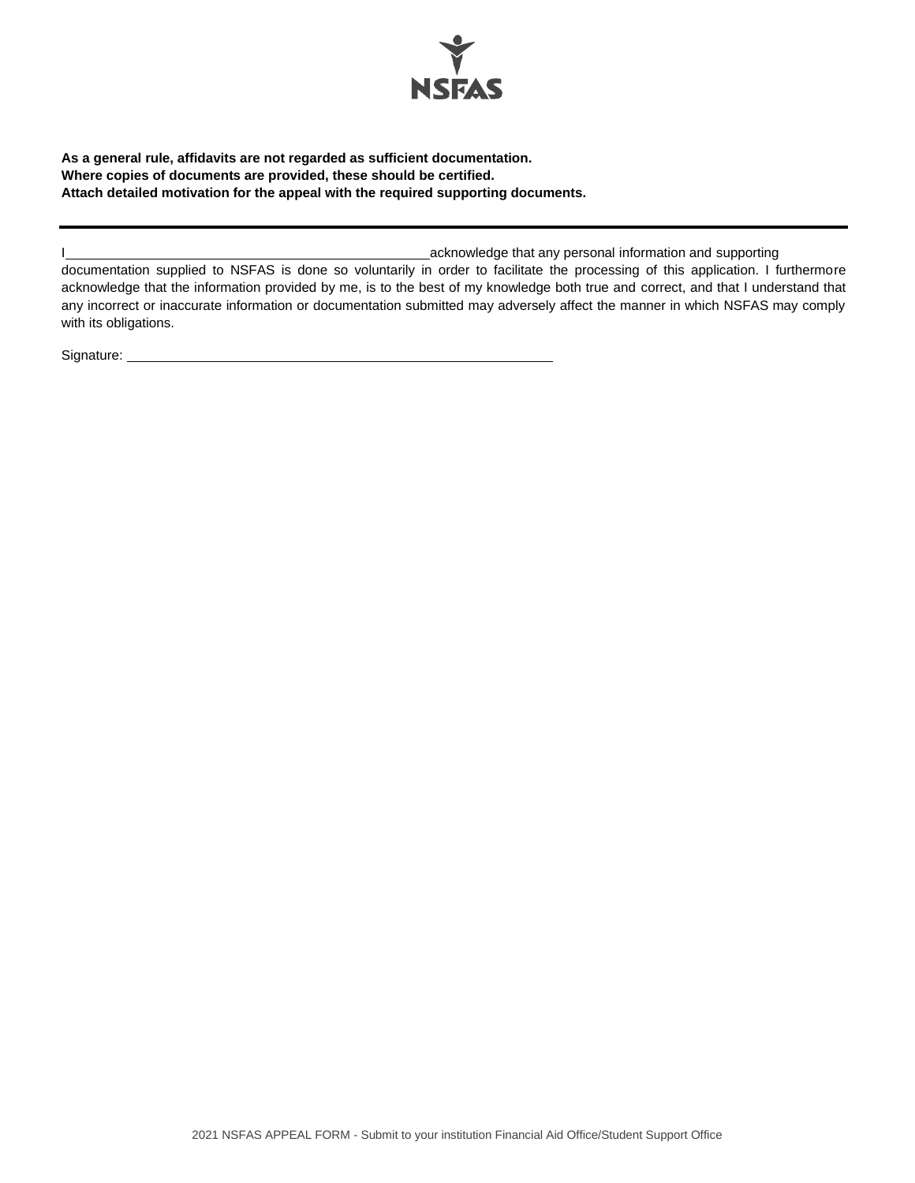NSFAS

**As a general rule, affidavits are not regarded as sufficient documentation.**
**Where copies of documents are provided, these should be certified.**
**Attach detailed motivation for the appeal with the required supporting documents.**

---

I \_\_\_\_\_\_\_\_\_\_\_\_\_\_\_\_\_\_\_\_\_\_\_\_\_\_\_\_\_\_\_\_\_\_\_\_\_\_\_\_\_\_\_\_ acknowledge that any personal information and supporting documentation supplied to NSFAS is done so voluntarily in order to facilitate the processing of this application. I furthermore acknowledge that the information provided by me, is to the best of my knowledge both true and correct, and that I understand that any incorrect or inaccurate information or documentation submitted may adversely affect the manner in which NSFAS may comply with its obligations.

Signature: \_\_\_\_\_\_\_\_\_\_\_\_\_\_\_\_\_\_\_\_\_\_\_\_\_\_\_\_\_\_\_\_\_\_\_\_\_\_\_\_\_\_\_\_\_\_\_\_\_\_\_\_\_\_\_\_\_\_